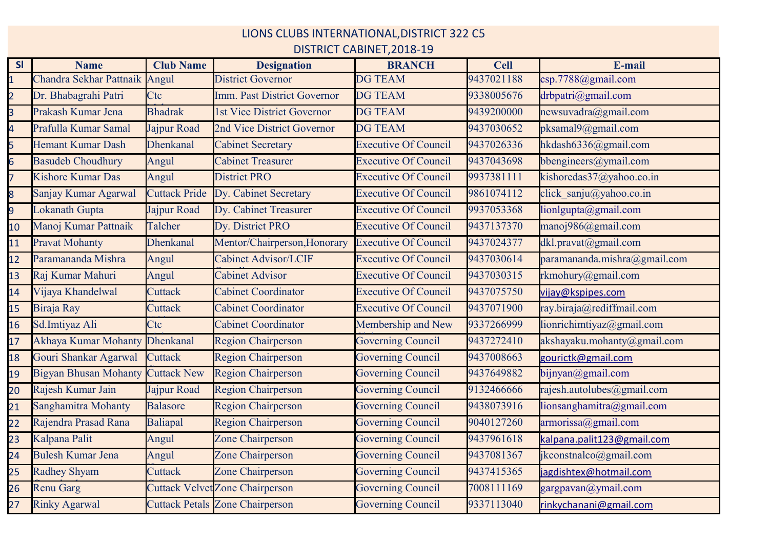# LIONS CLUBS INTERNATIONAL,DISTRICT 322 C5

## DISTRICT CABINET,2018-19

| Sl | Name | Club Name | Designation | BRANCH | Cell | E-mail |
|---|---|---|---|---|---|---|
| 1 | Chandra Sekhar Pattnaik | Angul | District Governor | DG TEAM | 9437021188 | csp.7788@gmail.com |
| 2 | Dr. Bhabagrahi Patri | Ctc | Imm. Past District Governor | DG TEAM | 9338005676 | drbpatri@gmail.com |
| 3 | Prakash Kumar Jena | Bhadrak | 1st Vice District Governor | DG TEAM | 9439200000 | newsuvadra@gmail.com |
| 4 | Prafulla Kumar Samal | Jajpur Road | 2nd Vice District Governor | DG TEAM | 9437030652 | pksamal9@gmail.com |
| 5 | Hemant Kumar Dash | Dhenkanal | Cabinet Secretary | Executive Of Council | 9437026336 | hkdash6336@gmail.com |
| 6 | Basudeb Choudhury | Angul | Cabinet Treasurer | Executive Of Council | 9437043698 | bbengineers@ymail.com |
| 7 | Kishore Kumar Das | Angul | District PRO | Executive Of Council | 9937381111 | kishoredas37@yahoo.co.in |
| 8 | Sanjay Kumar Agarwal | Cuttack Pride | Dy. Cabinet Secretary | Executive Of Council | 9861074112 | click_sanju@yahoo.co.in |
| 9 | Lokanath Gupta | Jajpur Road | Dy. Cabinet Treasurer | Executive Of Council | 9937053368 | lionlgupta@gmail.com |
| 10 | Manoj Kumar Pattnaik | Talcher | Dy. District PRO | Executive Of Council | 9437137370 | manoj986@gmail.com |
| 11 | Pravat Mohanty | Dhenkanal | Mentor/Chairperson,Honorary | Executive Of Council | 9437024377 | dkl.pravat@gmail.com |
| 12 | Paramananda Mishra | Angul | Cabinet Advisor/LCIF | Executive Of Council | 9437030614 | paramananda.mishra@gmail.com |
| 13 | Raj Kumar Mahuri | Angul | Cabinet Advisor | Executive Of Council | 9437030315 | rkmohury@gmail.com |
| 14 | Vijaya Khandelwal | Cuttack | Cabinet Coordinator | Executive Of Council | 9437075750 | vijay@kspipes.com |
| 15 | Biraja Ray | Cuttack | Cabinet Coordinator | Executive Of Council | 9437071900 | ray.biraja@rediffmail.com |
| 16 | Sd.Imtiyaz Ali | Ctc | Cabinet Coordinator | Membership and New | 9337266999 | lionrichimtiyaz@gmail.com |
| 17 | Akhaya Kumar Mohanty | Dhenkanal | Region Chairperson | Governing Council | 9437272410 | akshayaku.mohanty@gmail.com |
| 18 | Gouri Shankar Agarwal | Cuttack | Region Chairperson | Governing Council | 9437008663 | gourictk@gmail.com |
| 19 | Bigyan Bhusan Mohanty | Cuttack New | Region Chairperson | Governing Council | 9437649882 | bijnyan@gmail.com |
| 20 | Rajesh Kumar Jain | Jajpur Road | Region Chairperson | Governing Council | 9132466666 | rajesh.autolubes@gmail.com |
| 21 | Sanghamitra Mohanty | Balasore | Region Chairperson | Governing Council | 9438073916 | lionsanghamitra@gmail.com |
| 22 | Rajendra Prasad Rana | Baliapal | Region Chairperson | Governing Council | 9040127260 | armorissa@gmail.com |
| 23 | Kalpana Palit | Angul | Zone Chairperson | Governing Council | 9437961618 | kalpana.palit123@gmail.com |
| 24 | Bulesh Kumar Jena | Angul | Zone Chairperson | Governing Council | 9437081367 | jkconstnalco@gmail.com |
| 25 | Radhey Shyam | Cuttack | Zone Chairperson | Governing Council | 9437415365 | jagdishtex@hotmail.com |
| 26 | Renu Garg | Cuttack Velvet | Zone Chairperson | Governing Council | 7008111169 | gargpavan@ymail.com |
| 27 | Rinky Agarwal | Cuttack Petals | Zone Chairperson | Governing Council | 9337113040 | rinkychanani@gmail.com |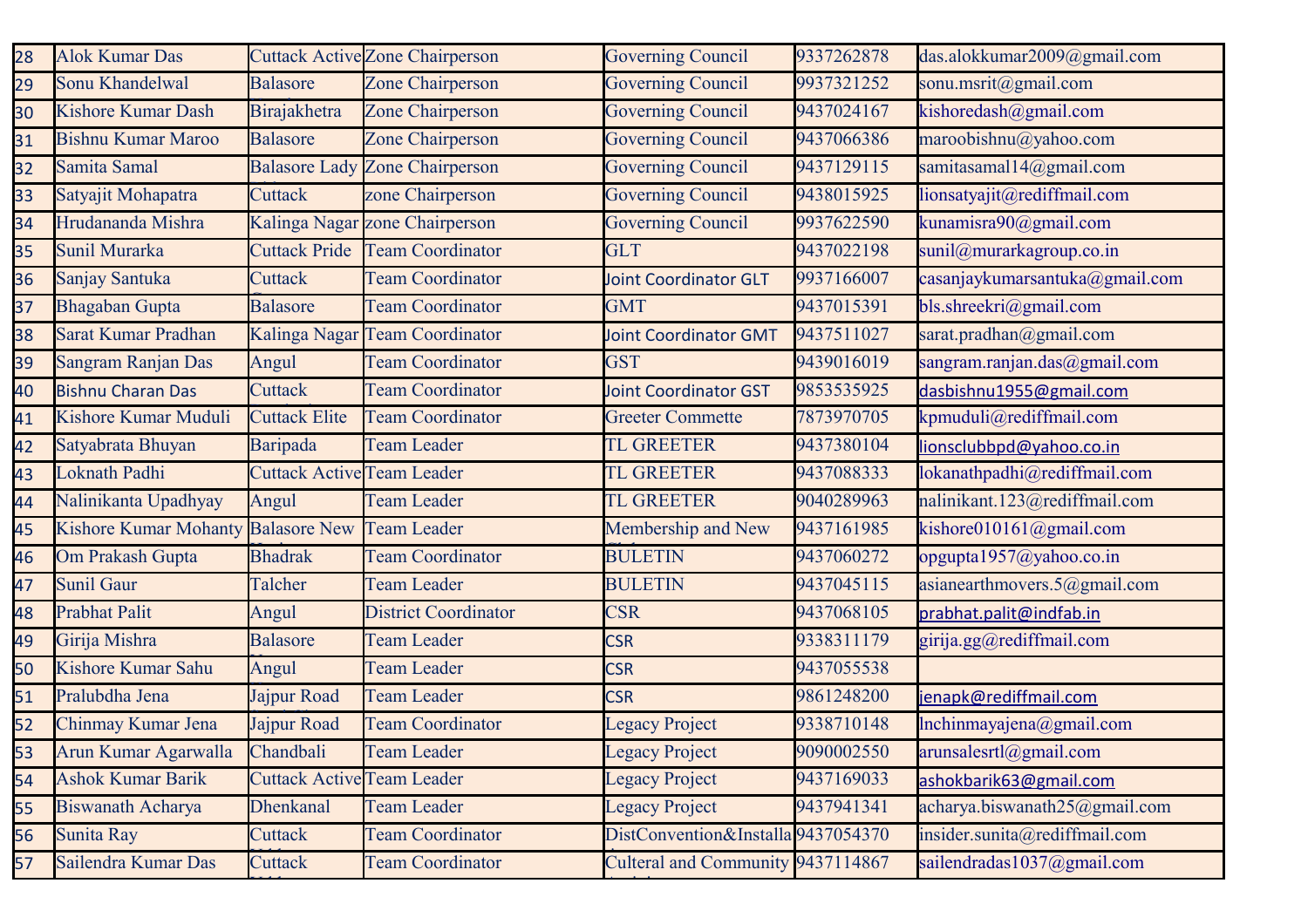| 28 | Alok Kumar Das | Cuttack Active | Zone Chairperson | Governing Council | 9337262878 | das.alokkumar2009@gmail.com |
|---|---|---|---|---|---|---|
| 29 | Sonu Khandelwal | Balasore | Zone Chairperson | Governing Council | 9937321252 | sonu.msrit@gmail.com |
| 30 | Kishore Kumar Dash | Birajakhetra | Zone Chairperson | Governing Council | 9437024167 | kishoredash@gmail.com |
| 31 | Bishnu Kumar Maroo | Balasore | Zone Chairperson | Governing Council | 9437066386 | maroobishnu@yahoo.com |
| 32 | Samita Samal | Balasore Lady | Zone Chairperson | Governing Council | 9437129115 | samitasamal14@gmail.com |
| 33 | Satyajit Mohapatra | Cuttack | zone Chairperson | Governing Council | 9438015925 | lionsatyajit@rediffmail.com |
| 34 | Hrudananda Mishra | Kalinga Nagar | zone Chairperson | Governing Council | 9937622590 | kunamisra90@gmail.com |
| 35 | Sunil Murarka | Cuttack Pride | Team Coordinator | GLT | 9437022198 | sunil@murarkagroup.co.in |
| 36 | Sanjay Santuka | Cuttack | Team Coordinator | Joint Coordinator GLT | 9937166007 | casanjaykumarsantuka@gmail.com |
| 37 | Bhagaban Gupta | Balasore | Team Coordinator | GMT | 9437015391 | bls.shreekri@gmail.com |
| 38 | Sarat Kumar Pradhan | Kalinga Nagar | Team Coordinator | Joint Coordinator GMT | 9437511027 | sarat.pradhan@gmail.com |
| 39 | Sangram Ranjan Das | Angul | Team Coordinator | GST | 9439016019 | sangram.ranjan.das@gmail.com |
| 40 | Bishnu Charan Das | Cuttack | Team Coordinator | Joint Coordinator GST | 9853535925 | dasbishnu1955@gmail.com |
| 41 | Kishore Kumar Muduli | Cuttack Elite | Team Coordinator | Greeter Commette | 7873970705 | kpmuduli@rediffmail.com |
| 42 | Satyabrata Bhuyan | Baripada | Team Leader | TL GREETER | 9437380104 | lionsclubbpd@yahoo.co.in |
| 43 | Loknath Padhi | Cuttack Active | Team Leader | TL GREETER | 9437088333 | lokanathpadhi@rediffmail.com |
| 44 | Nalinikanta Upadhyay | Angul | Team Leader | TL GREETER | 9040289963 | nalinikant.123@rediffmail.com |
| 45 | Kishore Kumar Mohanty | Balasore New | Team Leader | Membership and New | 9437161985 | kishore010161@gmail.com |
| 46 | Om Prakash Gupta | Bhadrak | Team Coordinator | BULETIN | 9437060272 | opgupta1957@yahoo.co.in |
| 47 | Sunil Gaur | Talcher | Team Leader | BULETIN | 9437045115 | asianearthmovers.5@gmail.com |
| 48 | Prabhat Palit | Angul | District Coordinator | CSR | 9437068105 | prabhat.palit@indfab.in |
| 49 | Girija Mishra | Balasore | Team Leader | CSR | 9338311179 | girija.gg@rediffmail.com |
| 50 | Kishore Kumar Sahu | Angul | Team Leader | CSR | 9437055538 | |
| 51 | Pralubdha Jena | Jajpur Road | Team Leader | CSR | 9861248200 | jenapk@rediffmail.com |
| 52 | Chinmay Kumar Jena | Jajpur Road | Team Coordinator | Legacy Project | 9338710148 | lnchinmayajena@gmail.com |
| 53 | Arun Kumar Agarwalla | Chandbali | Team Leader | Legacy Project | 9090002550 | arunsalesrtl@gmail.com |
| 54 | Ashok Kumar Barik | Cuttack Active | Team Leader | Legacy Project | 9437169033 | ashokbarik63@gmail.com |
| 55 | Biswanath Acharya | Dhenkanal | Team Leader | Legacy Project | 9437941341 | acharya.biswanath25@gmail.com |
| 56 | Sunita Ray | Cuttack | Team Coordinator | DistConvention&Installa | 9437054370 | insider.sunita@rediffmail.com |
| 57 | Sailendra Kumar Das | Cuttack | Team Coordinator | Culteral and Community | 9437114867 | sailendradas1037@gmail.com |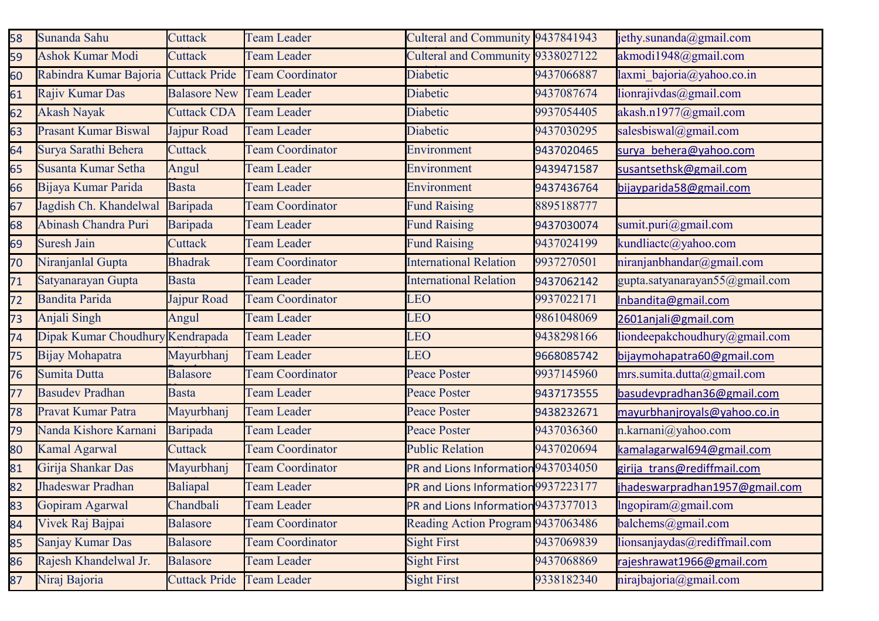| | | | | | | |
|---|---|---|---|---|---|---|
| 58 | Sunanda Sahu | Cuttack | Team Leader | Culteral and Community | 9437841943 | jethy.sunanda@gmail.com |
| 59 | Ashok Kumar Modi | Cuttack | Team Leader | Culteral and Community | 9338027122 | akmodi1948@gmail.com |
| 60 | Rabindra Kumar Bajoria | Cuttack Pride | Team Coordinator | Diabetic | 9437066887 | laxmi_bajoria@yahoo.co.in |
| 61 | Rajiv Kumar Das | Balasore New | Team Leader | Diabetic | 9437087674 | lionrajivdas@gmail.com |
| 62 | Akash Nayak | Cuttack CDA | Team Leader | Diabetic | 9937054405 | akash.n1977@gmail.com |
| 63 | Prasant Kumar Biswal | Jajpur Road | Team Leader | Diabetic | 9437030295 | salesbiswal@gmail.com |
| 64 | Surya Sarathi Behera | Cuttack | Team Coordinator | Environment | 9437020465 | surya_behera@yahoo.com |
| 65 | Susanta Kumar Setha | Angul | Team Leader | Environment | 9439471587 | susantsethsk@gmail.com |
| 66 | Bijaya Kumar Parida | Basta | Team Leader | Environment | 9437436764 | bijayparida58@gmail.com |
| 67 | Jagdish Ch. Khandelwal | Baripada | Team Coordinator | Fund Raising | 8895188777 | |
| 68 | Abinash Chandra Puri | Baripada | Team Leader | Fund Raising | 9437030074 | sumit.puri@gmail.com |
| 69 | Suresh Jain | Cuttack | Team Leader | Fund Raising | 9437024199 | kundliactc@yahoo.com |
| 70 | Niranjanlal Gupta | Bhadrak | Team Coordinator | International Relation | 9937270501 | niranjanbhandar@gmail.com |
| 71 | Satyanarayan Gupta | Basta | Team Leader | International Relation | 9437062142 | gupta.satyanarayan55@gmail.com |
| 72 | Bandita Parida | Jajpur Road | Team Coordinator | LEO | 9937022171 | lnbandita@gmail.com |
| 73 | Anjali Singh | Angul | Team Leader | LEO | 9861048069 | 2601anjali@gmail.com |
| 74 | Dipak Kumar Choudhury | Kendrapada | Team Leader | LEO | 9438298166 | liondeepakchoudhury@gmail.com |
| 75 | Bijay Mohapatra | Mayurbhanj | Team Leader | LEO | 9668085742 | bijaymohapatra60@gmail.com |
| 76 | Sumita Dutta | Balasore | Team Coordinator | Peace Poster | 9937145960 | mrs.sumita.dutta@gmail.com |
| 77 | Basudev Pradhan | Basta | Team Leader | Peace Poster | 9437173555 | basudevpradhan36@gmail.com |
| 78 | Pravat Kumar Patra | Mayurbhanj | Team Leader | Peace Poster | 9438232671 | mayurbhanjroyals@yahoo.co.in |
| 79 | Nanda Kishore Karnani | Baripada | Team Leader | Peace Poster | 9437036360 | n.karnani@yahoo.com |
| 80 | Kamal Agarwal | Cuttack | Team Coordinator | Public Relation | 9437020694 | kamalagarwal694@gmail.com |
| 81 | Girija Shankar Das | Mayurbhanj | Team Coordinator | PR and Lions Information | 9437034050 | girija_trans@rediffmail.com |
| 82 | Jhadeswar Pradhan | Baliapal | Team Leader | PR and Lions Information | 9937223177 | jhadeswarpradhan1957@gmail.com |
| 83 | Gopiram Agarwal | Chandbali | Team Leader | PR and Lions Information | 9437377013 | lngopiram@gmail.com |
| 84 | Vivek Raj Bajpai | Balasore | Team Coordinator | Reading Action Program | 9437063486 | balchems@gmail.com |
| 85 | Sanjay Kumar Das | Balasore | Team Coordinator | Sight First | 9437069839 | lionsanjaydas@rediffmail.com |
| 86 | Rajesh Khandelwal Jr. | Balasore | Team Leader | Sight First | 9437068869 | rajeshrawat1966@gmail.com |
| 87 | Niraj Bajoria | Cuttack Pride | Team Leader | Sight First | 9338182340 | nirajbajoria@gmail.com |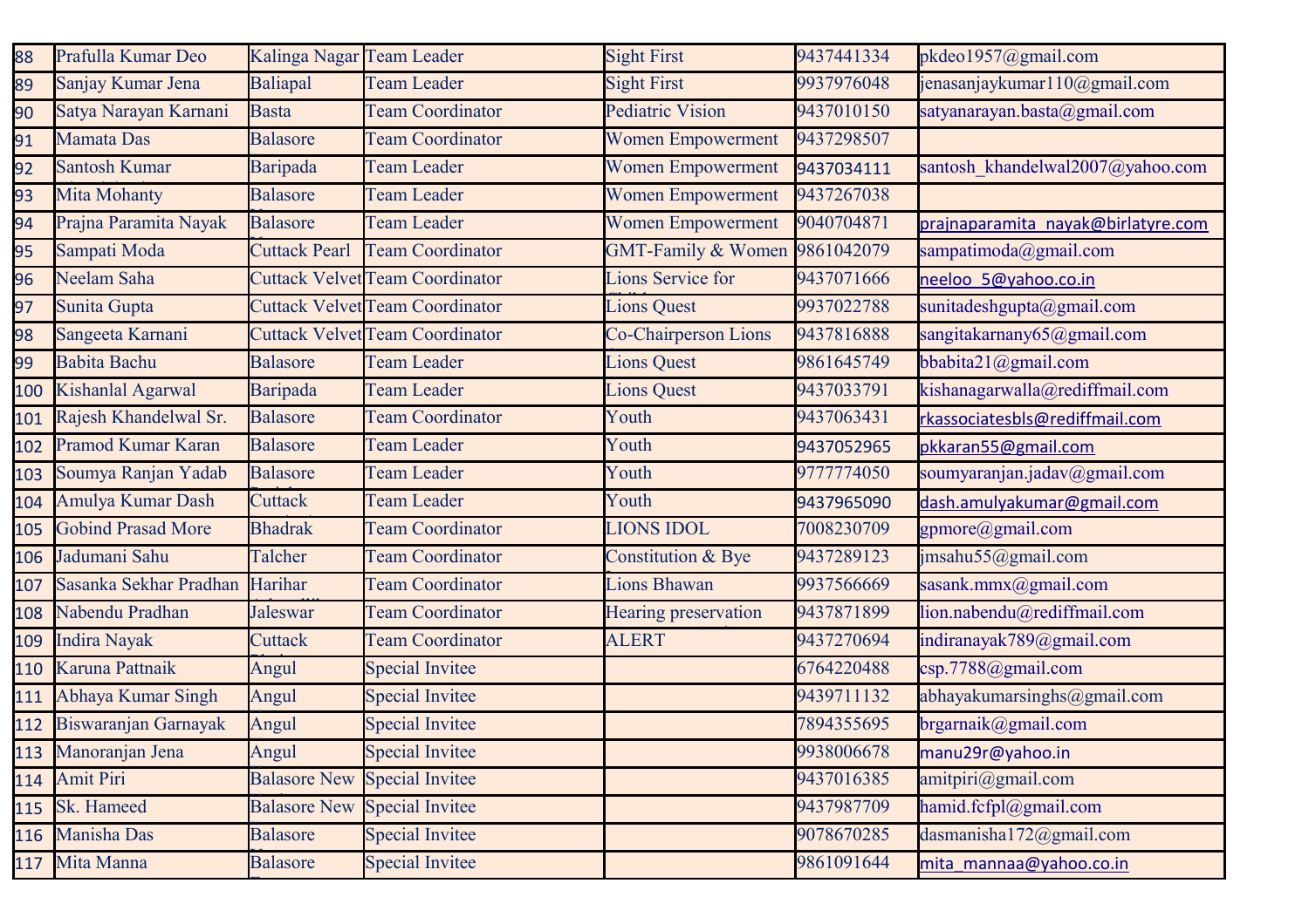| | | | | | | |
|---|---|---|---|---|---|---|
| 88 | Prafulla Kumar Deo | Kalinga Nagar | Team Leader | Sight First | 9437441334 | pkdeo1957@gmail.com |
| 89 | Sanjay Kumar Jena | Baliapal | Team Leader | Sight First | 9937976048 | jenasanjaykumar110@gmail.com |
| 90 | Satya Narayan Karnani | Basta | Team Coordinator | Pediatric Vision | 9437010150 | satyanarayan.basta@gmail.com |
| 91 | Mamata Das | Balasore | Team Coordinator | Women Empowerment | 9437298507 | |
| 92 | Santosh Kumar | Baripada | Team Leader | Women Empowerment | 9437034111 | santosh_khandelwal2007@yahoo.com |
| 93 | Mita Mohanty | Balasore | Team Leader | Women Empowerment | 9437267038 | |
| 94 | Prajna Paramita Nayak | Balasore | Team Leader | Women Empowerment | 9040704871 | prajnaparamita_nayak@birlatyre.com |
| 95 | Sampati Moda | Cuttack Pearl | Team Coordinator | GMT-Family & Women | 9861042079 | sampatimoda@gmail.com |
| 96 | Neelam Saha | Cuttack Velvet | Team Coordinator | Lions Service for | 9437071666 | neeloo_5@yahoo.co.in |
| 97 | Sunita Gupta | Cuttack Velvet | Team Coordinator | Lions Quest | 9937022788 | sunitadeshgupta@gmail.com |
| 98 | Sangeeta Karnani | Cuttack Velvet | Team Coordinator | Co-Chairperson Lions | 9437816888 | sangitakarnany65@gmail.com |
| 99 | Babita Bachu | Balasore | Team Leader | Lions Quest | 9861645749 | bbabita21@gmail.com |
| 100 | Kishanlal Agarwal | Baripada | Team Leader | Lions Quest | 9437033791 | kishanagarwalla@rediffmail.com |
| 101 | Rajesh Khandelwal Sr. | Balasore | Team Coordinator | Youth | 9437063431 | rkassociatesbls@rediffmail.com |
| 102 | Pramod Kumar Karan | Balasore | Team Leader | Youth | 9437052965 | pkkaran55@gmail.com |
| 103 | Soumya Ranjan Yadab | Balasore | Team Leader | Youth | 9777774050 | soumyaranjan.jadav@gmail.com |
| 104 | Amulya Kumar Dash | Cuttack | Team Leader | Youth | 9437965090 | dash.amulyakumar@gmail.com |
| 105 | Gobind Prasad More | Bhadrak | Team Coordinator | LIONS IDOL | 7008230709 | gpmore@gmail.com |
| 106 | Jadumani Sahu | Talcher | Team Coordinator | Constitution & Bye | 9437289123 | jmsahu55@gmail.com |
| 107 | Sasanka Sekhar Pradhan | Harihar | Team Coordinator | Lions Bhawan | 9937566669 | sasank.mmx@gmail.com |
| 108 | Nabendu Pradhan | Jaleswar | Team Coordinator | Hearing preservation | 9437871899 | lion.nabendu@rediffmail.com |
| 109 | Indira Nayak | Cuttack | Team Coordinator | ALERT | 9437270694 | indiranayak789@gmail.com |
| 110 | Karuna Pattnaik | Angul | Special Invitee | | 6764220488 | csp.7788@gmail.com |
| 111 | Abhaya Kumar Singh | Angul | Special Invitee | | 9439711132 | abhayakumarsinghs@gmail.com |
| 112 | Biswaranjan Garnayak | Angul | Special Invitee | | 7894355695 | brgarnaik@gmail.com |
| 113 | Manoranjan Jena | Angul | Special Invitee | | 9938006678 | manu29r@yahoo.in |
| 114 | Amit Piri | Balasore New | Special Invitee | | 9437016385 | amitpiri@gmail.com |
| 115 | Sk. Hameed | Balasore New | Special Invitee | | 9437987709 | hamid.fcfpl@gmail.com |
| 116 | Manisha Das | Balasore | Special Invitee | | 9078670285 | dasmanisha172@gmail.com |
| 117 | Mita Manna | Balasore | Special Invitee | | 9861091644 | mita_mannaa@yahoo.co.in |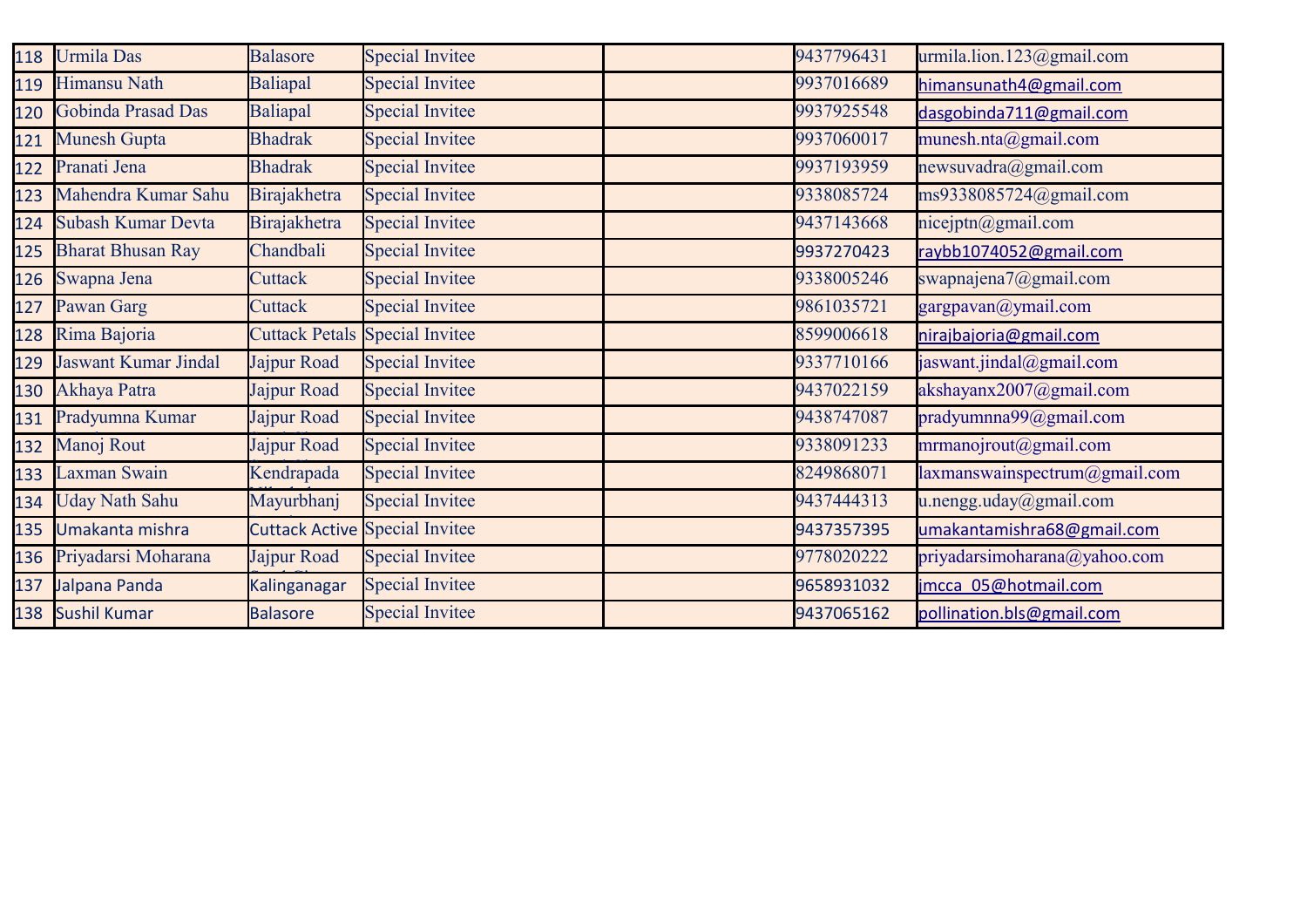| | | | | | | |
|---|---|---|---|---|---|---|
| 118 | Urmila Das | Balasore | Special Invitee | | 9437796431 | urmila.lion.123@gmail.com |
| 119 | Himansu Nath | Baliapal | Special Invitee | | 9937016689 | himansunath4@gmail.com |
| 120 | Gobinda Prasad Das | Baliapal | Special Invitee | | 9937925548 | dasgobinda711@gmail.com |
| 121 | Munesh Gupta | Bhadrak | Special Invitee | | 9937060017 | munesh.nta@gmail.com |
| 122 | Pranati Jena | Bhadrak | Special Invitee | | 9937193959 | newsuvadra@gmail.com |
| 123 | Mahendra Kumar Sahu | Birajakhetra | Special Invitee | | 9338085724 | ms9338085724@gmail.com |
| 124 | Subash Kumar Devta | Birajakhetra | Special Invitee | | 9437143668 | nicejptn@gmail.com |
| 125 | Bharat Bhusan Ray | Chandbali | Special Invitee | | 9937270423 | raybb1074052@gmail.com |
| 126 | Swapna Jena | Cuttack | Special Invitee | | 9338005246 | swapnajena7@gmail.com |
| 127 | Pawan Garg | Cuttack | Special Invitee | | 9861035721 | gargpavan@ymail.com |
| 128 | Rima Bajoria | Cuttack Petals | Special Invitee | | 8599006618 | nirajbajoria@gmail.com |
| 129 | Jaswant Kumar Jindal | Jajpur Road | Special Invitee | | 9337710166 | jaswant.jindal@gmail.com |
| 130 | Akhaya Patra | Jajpur Road | Special Invitee | | 9437022159 | akshayanx2007@gmail.com |
| 131 | Pradyumna Kumar | Jajpur Road | Special Invitee | | 9438747087 | pradyumnna99@gmail.com |
| 132 | Manoj Rout | Jajpur Road | Special Invitee | | 9338091233 | mrmanojrout@gmail.com |
| 133 | Laxman Swain | Kendrapada | Special Invitee | | 8249868071 | laxmanswainspectrum@gmail.com |
| 134 | Uday Nath Sahu | Mayurbhanj | Special Invitee | | 9437444313 | u.nengg.uday@gmail.com |
| 135 | Umakanta mishra | Cuttack Active | Special Invitee | | 9437357395 | umakantamishra68@gmail.com |
| 136 | Priyadarsi Moharana | Jajpur Road | Special Invitee | | 9778020222 | priyadarsimoharana@yahoo.com |
| 137 | Jalpana Panda | Kalinganagar | Special Invitee | | 9658931032 | jmcca_05@hotmail.com |
| 138 | Sushil Kumar | Balasore | Special Invitee | | 9437065162 | pollination.bls@gmail.com |